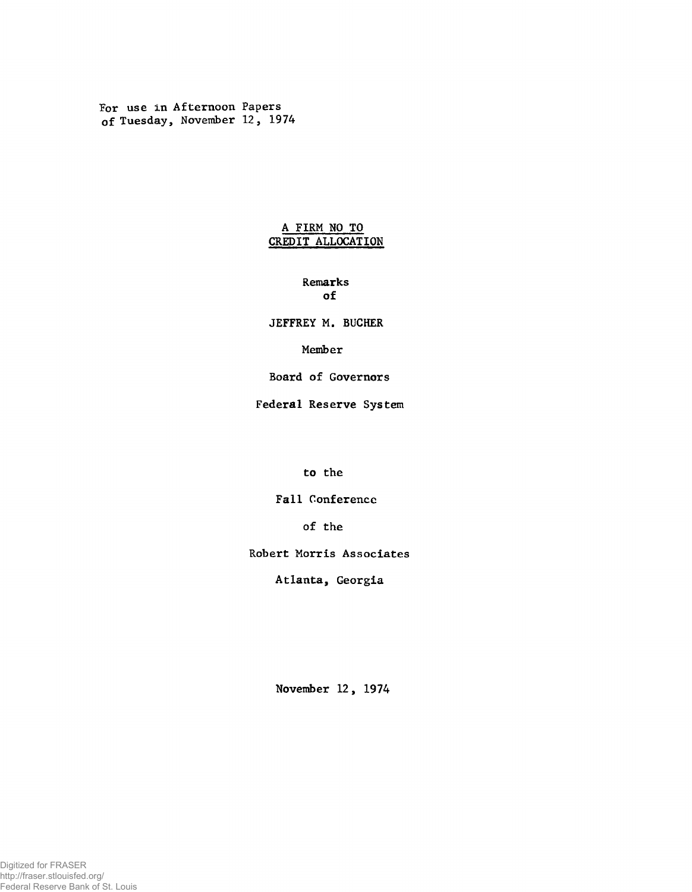For use in Afternoon Papers
of Tuesday, November 12, 1974

# A FIRM NO TO CREDIT ALLOCATION

Remarks
of

JEFFREY M. BUCHER

Member

Board of Governors

Federal Reserve System

to the

Fall Conference

of the

Robert Morris Associates

Atlanta, Georgia

November 12, 1974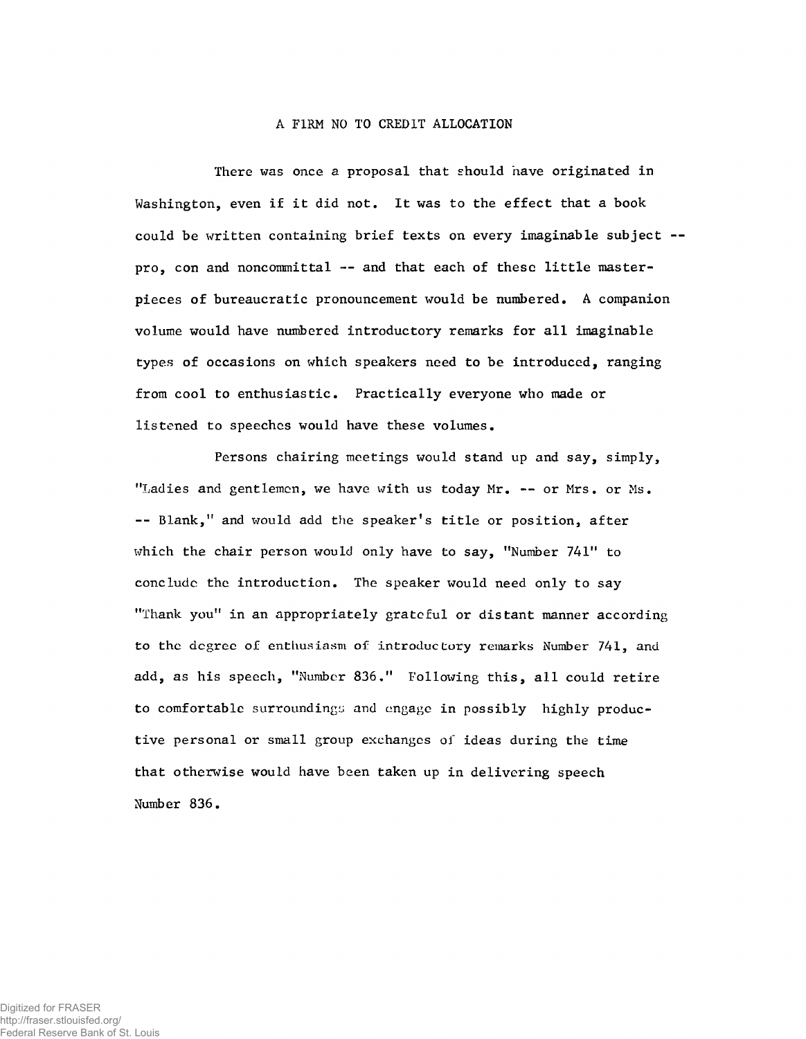# A FIRM NO TO CREDIT ALLOCATION

There was once a proposal that should have originated in Washington, even if it did not. It was to the effect that a book could be written containing brief texts on every imaginable subject -- pro, con and noncommittal -- and that each of these little masterpieces of bureaucratic pronouncement would be numbered. A companion volume would have numbered introductory remarks for all imaginable types of occasions on which speakers need to be introduced, ranging from cool to enthusiastic. Practically everyone who made or listened to speeches would have these volumes.

Persons chairing meetings would stand up and say, simply, "Ladies and gentlemen, we have with us today Mr. -- or Mrs. or Ms. -- Blank," and would add the speaker's title or position, after which the chair person would only have to say, "Number 741" to conclude the introduction. The speaker would need only to say "Thank you" in an appropriately grateful or distant manner according to the degree of enthusiasm of introductory remarks Number 741, and add, as his speech, "Number 836." Following this, all could retire to comfortable surroundings and engage in possibly highly productive personal or small group exchanges of ideas during the time that otherwise would have been taken up in delivering speech Number 836.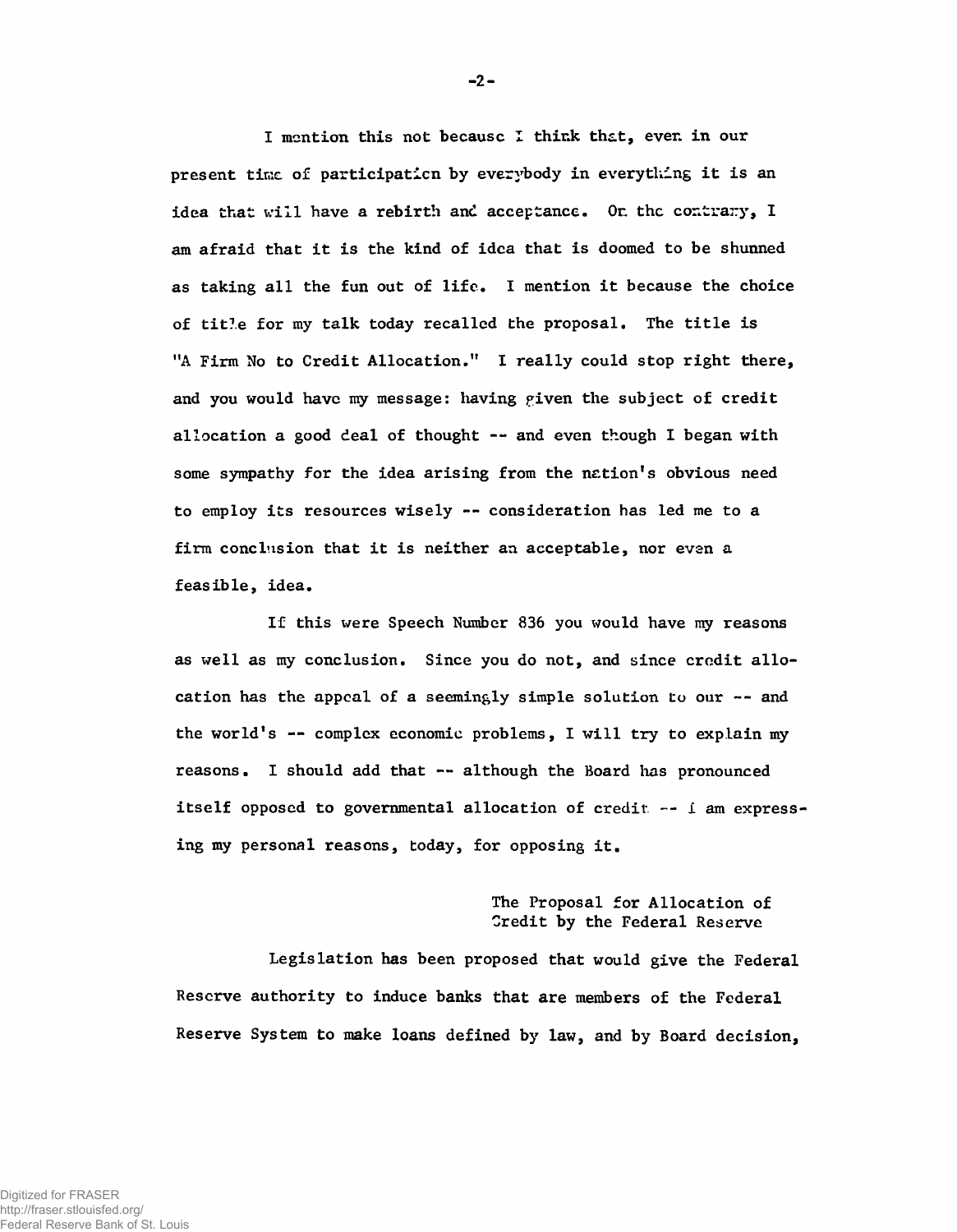I mention this not because I think that, even in our present time of participation by everybody in everything it is an idea that will have a rebirth and acceptance. On the contrary, I am afraid that it is the kind of idea that is doomed to be shunned as taking all the fun out of life. I mention it because the choice of title for my talk today recalled the proposal. The title is "A Firm No to Credit Allocation." I really could stop right there, and you would have my message: having given the subject of credit allocation a good deal of thought -- and even though I began with some sympathy for the idea arising from the nation's obvious need to employ its resources wisely -- consideration has led me to a firm conclusion that it is neither an acceptable, nor even a feasible, idea.

If this were Speech Number 836 you would have my reasons as well as my conclusion. Since you do not, and since credit allocation has the appeal of a seemingly simple solution to our -- and the world's -- complex economic problems, I will try to explain my reasons. I should add that -- although the Board has pronounced itself opposed to governmental allocation of credit -- I am expressing my personal reasons, today, for opposing it.

### The Proposal for Allocation of Credit by the Federal Reserve

Legislation has been proposed that would give the Federal Reserve authority to induce banks that are members of the Federal Reserve System to make loans defined by law, and by Board decision,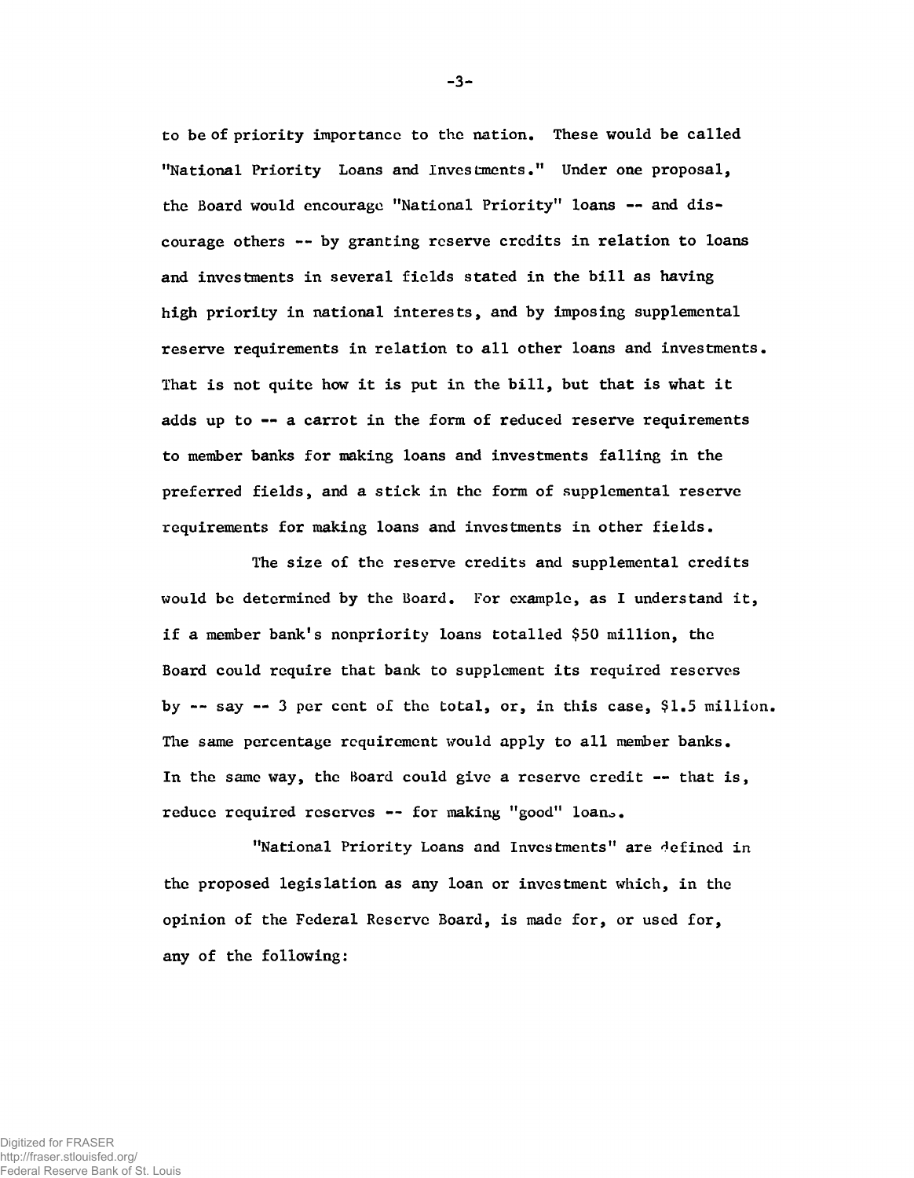to be of priority importance to the nation. These would be called "National Priority Loans and Investments." Under one proposal, the Board would encourage "National Priority" loans -- and discourage others -- by granting reserve credits in relation to loans and investments in several fields stated in the bill as having high priority in national interests, and by imposing supplemental reserve requirements in relation to all other loans and investments. That is not quite how it is put in the bill, but that is what it adds up to -- a carrot in the form of reduced reserve requirements to member banks for making loans and investments falling in the preferred fields, and a stick in the form of supplemental reserve requirements for making loans and investments in other fields.

The size of the reserve credits and supplemental credits would be determined by the Board. For example, as I understand it, if a member bank's nonpriority loans totalled $50 million, the Board could require that bank to supplement its required reserves by -- say -- 3 per cent of the total, or, in this case, $1.5 million. The same percentage requirement would apply to all member banks. In the same way, the Board could give a reserve credit -- that is, reduce required reserves -- for making "good" loans.

"National Priority Loans and Investments" are defined in the proposed legislation as any loan or investment which, in the opinion of the Federal Reserve Board, is made for, or used for, any of the following: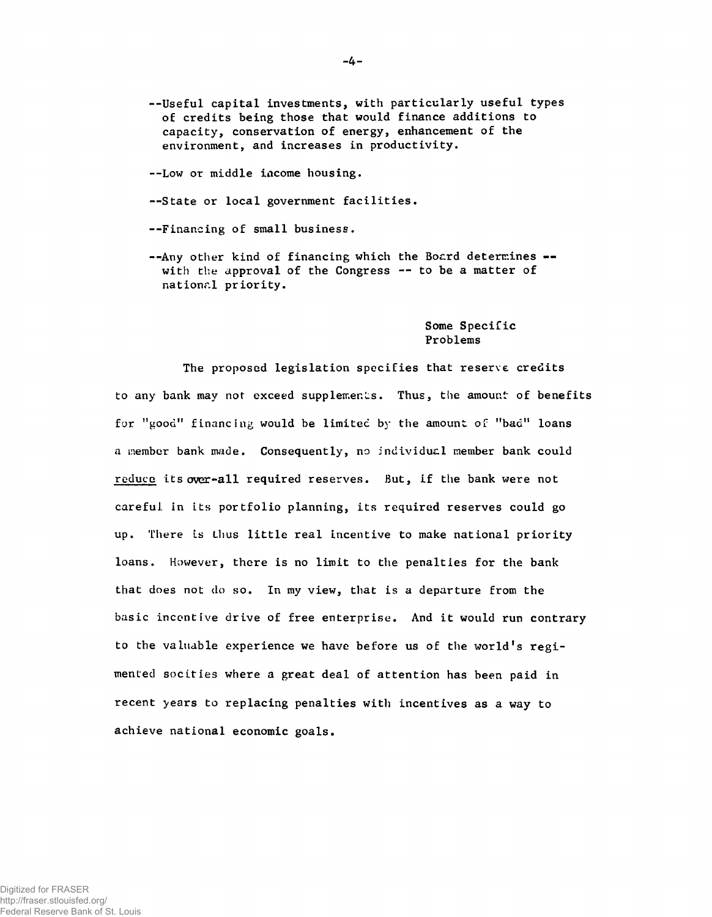--Useful capital investments, with particularly useful types of credits being those that would finance additions to capacity, conservation of energy, enhancement of the environment, and increases in productivity.

--Low or middle income housing.

--State or local government facilities.

--Financing of small business.

--Any other kind of financing which the Board determines -- with the approval of the Congress -- to be a matter of national priority.

### Some Specific Problems

The proposed legislation specifies that reserve credits to any bank may not exceed supplements. Thus, the amount of benefits for "good" financing would be limited by the amount of "bad" loans a member bank made. Consequently, no individual member bank could <u>reduce</u> its over-all required reserves. But, if the bank were not careful in its portfolio planning, its required reserves could go up. There is thus little real incentive to make national priority loans. However, there is no limit to the penalties for the bank that does not do so. In my view, that is a departure from the basic incentive drive of free enterprise. And it would run contrary to the valuable experience we have before us of the world's regimented socities where a great deal of attention has been paid in recent years to replacing penalties with incentives as a way to achieve national economic goals.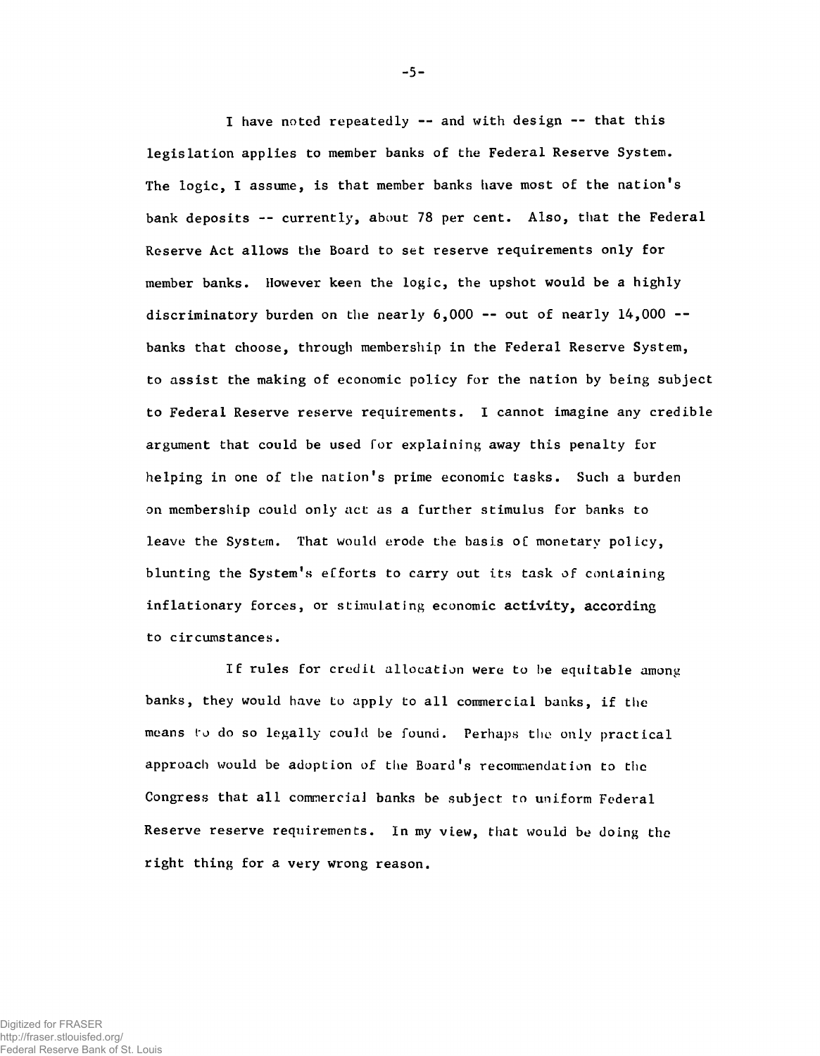I have noted repeatedly -- and with design -- that this legislation applies to member banks of the Federal Reserve System. The logic, I assume, is that member banks have most of the nation's bank deposits -- currently, about 78 per cent. Also, that the Federal Reserve Act allows the Board to set reserve requirements only for member banks. However keen the logic, the upshot would be a highly discriminatory burden on the nearly 6,000 -- out of nearly 14,000 -- banks that choose, through membership in the Federal Reserve System, to assist the making of economic policy for the nation by being subject to Federal Reserve reserve requirements. I cannot imagine any credible argument that could be used for explaining away this penalty for helping in one of the nation's prime economic tasks. Such a burden on membership could only act as a further stimulus for banks to leave the System. That would erode the basis of monetary policy, blunting the System's efforts to carry out its task of containing inflationary forces, or stimulating economic activity, according to circumstances.

If rules for credit allocation were to be equitable among banks, they would have to apply to all commercial banks, if the means to do so legally could be found. Perhaps the only practical approach would be adoption of the Board's recommendation to the Congress that all commercial banks be subject to uniform Federal Reserve reserve requirements. In my view, that would be doing the right thing for a very wrong reason.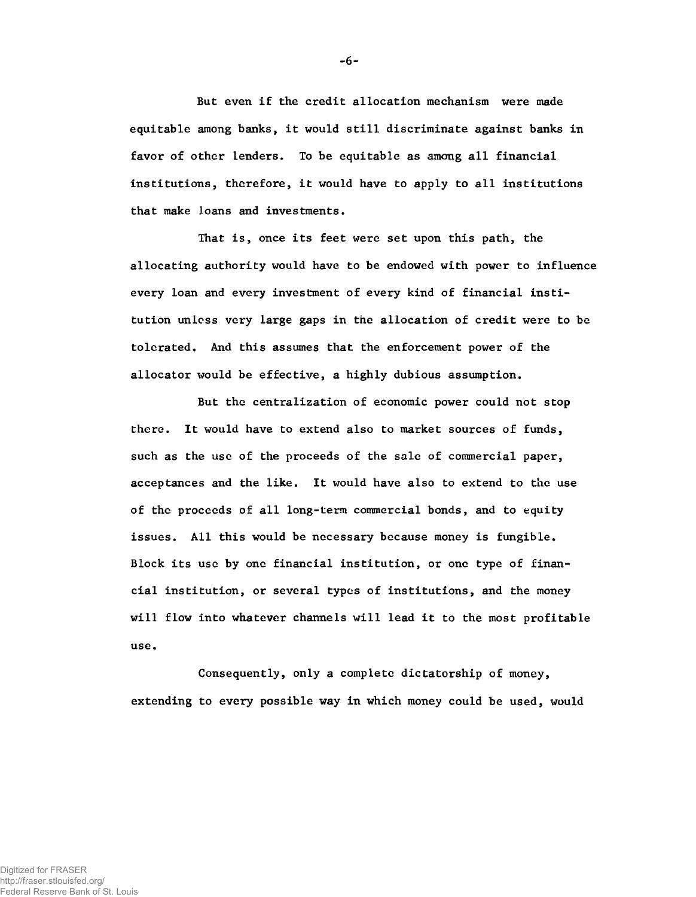But even if the credit allocation mechanism were made equitable among banks, it would still discriminate against banks in favor of other lenders. To be equitable as among all financial institutions, therefore, it would have to apply to all institutions that make loans and investments.

That is, once its feet were set upon this path, the allocating authority would have to be endowed with power to influence every loan and every investment of every kind of financial institution unless very large gaps in the allocation of credit were to be tolerated. And this assumes that the enforcement power of the allocator would be effective, a highly dubious assumption.

But the centralization of economic power could not stop there. It would have to extend also to market sources of funds, such as the use of the proceeds of the sale of commercial paper, acceptances and the like. It would have also to extend to the use of the proceeds of all long-term commercial bonds, and to equity issues. All this would be necessary because money is fungible. Block its use by one financial institution, or one type of financial institution, or several types of institutions, and the money will flow into whatever channels will lead it to the most profitable use.

Consequently, only a complete dictatorship of money, extending to every possible way in which money could be used, would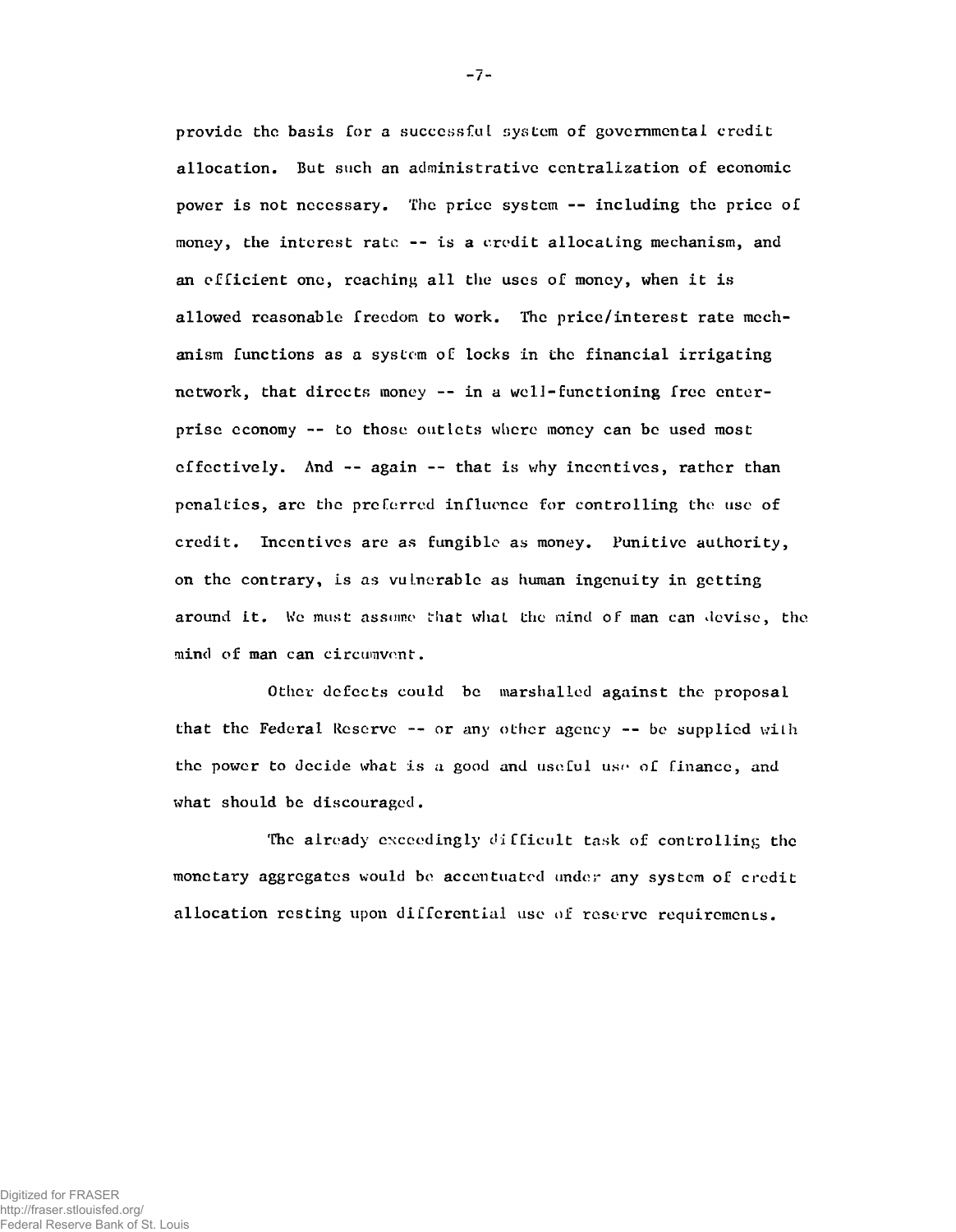provide the basis for a successful system of governmental credit allocation. But such an administrative centralization of economic power is not necessary. The price system -- including the price of money, the interest rate -- is a credit allocating mechanism, and an efficient one, reaching all the uses of money, when it is allowed reasonable freedom to work. The price/interest rate mechanism functions as a system of locks in the financial irrigating network, that directs money -- in a well-functioning free enterprise economy -- to those outlets where money can be used most effectively. And -- again -- that is why incentives, rather than penalties, are the preferred influence for controlling the use of credit. Incentives are as fungible as money. Punitive authority, on the contrary, is as vulnerable as human ingenuity in getting around it. We must assume that what the mind of man can devise, the mind of man can circumvent.

Other defects could be marshalled against the proposal that the Federal Reserve -- or any other agency -- be supplied with the power to decide what is a good and useful use of finance, and what should be discouraged.

The already exceedingly difficult task of controlling the monetary aggregates would be accentuated under any system of credit allocation resting upon differential use of reserve requirements.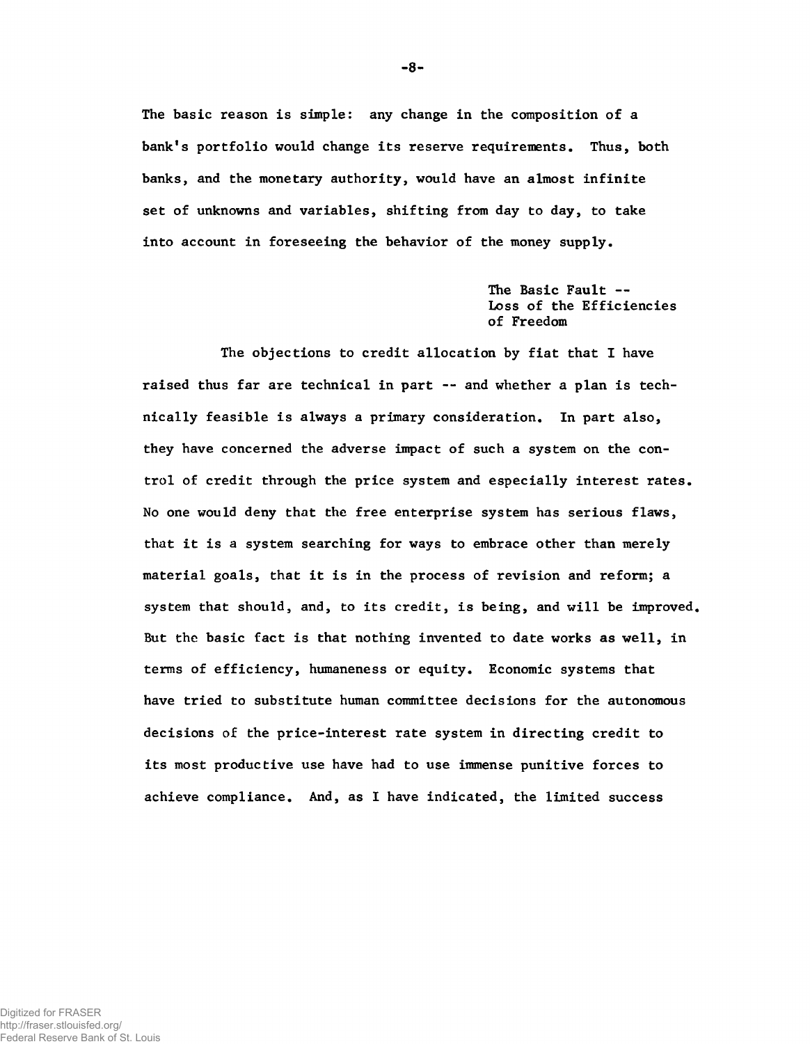The basic reason is simple: any change in the composition of a bank's portfolio would change its reserve requirements. Thus, both banks, and the monetary authority, would have an almost infinite set of unknowns and variables, shifting from day to day, to take into account in foreseeing the behavior of the money supply.

### The Basic Fault -- Loss of the Efficiencies of Freedom

The objections to credit allocation by fiat that I have raised thus far are technical in part -- and whether a plan is technically feasible is always a primary consideration. In part also, they have concerned the adverse impact of such a system on the control of credit through the price system and especially interest rates. No one would deny that the free enterprise system has serious flaws, that it is a system searching for ways to embrace other than merely material goals, that it is in the process of revision and reform; a system that should, and, to its credit, is being, and will be improved. But the basic fact is that nothing invented to date works as well, in terms of efficiency, humaneness or equity. Economic systems that have tried to substitute human committee decisions for the autonomous decisions of the price-interest rate system in directing credit to its most productive use have had to use immense punitive forces to achieve compliance. And, as I have indicated, the limited success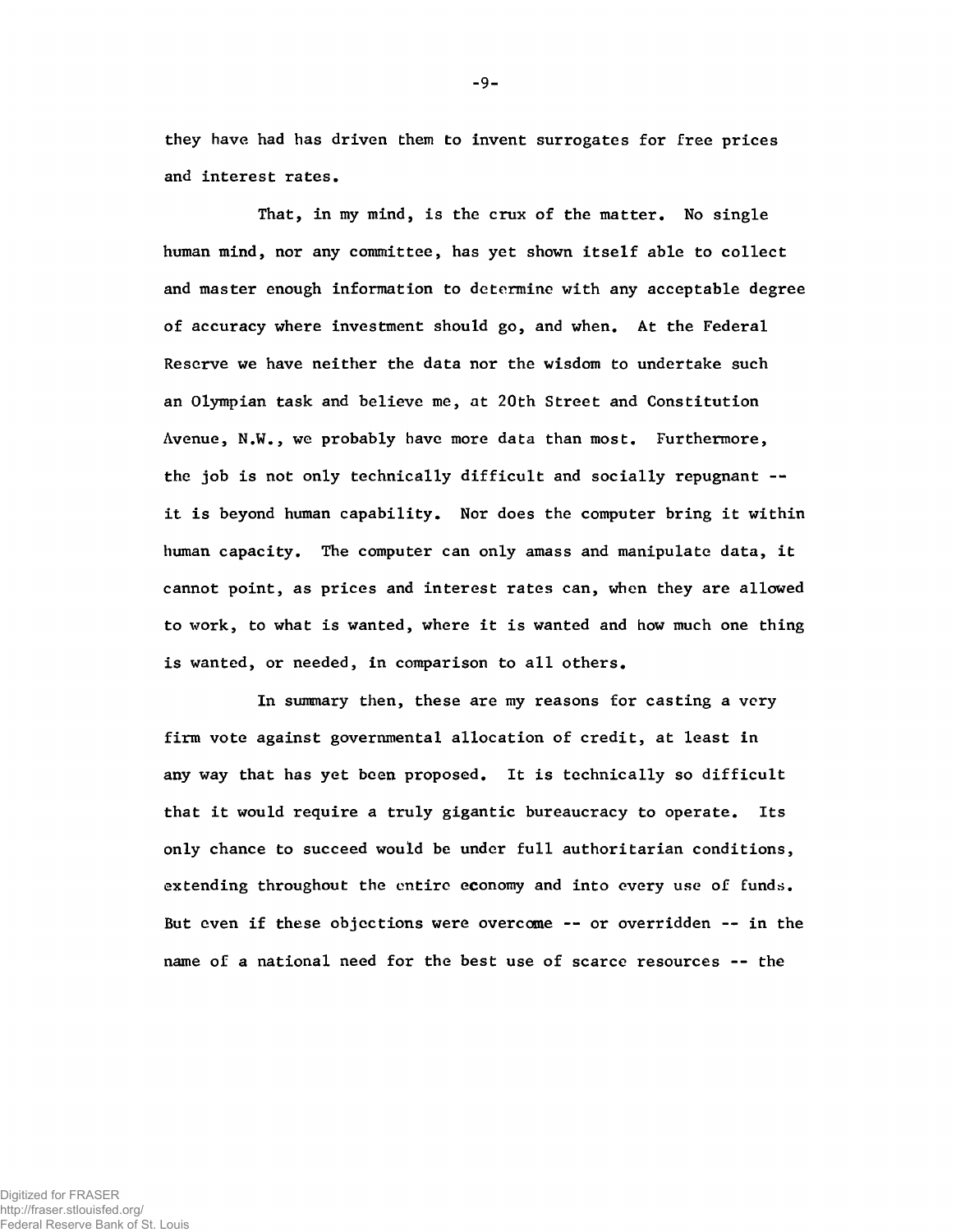they have had has driven them to invent surrogates for free prices and interest rates.

That, in my mind, is the crux of the matter. No single human mind, nor any committee, has yet shown itself able to collect and master enough information to determine with any acceptable degree of accuracy where investment should go, and when. At the Federal Reserve we have neither the data nor the wisdom to undertake such an Olympian task and believe me, at 20th Street and Constitution Avenue, N.W., we probably have more data than most. Furthermore, the job is not only technically difficult and socially repugnant -- it is beyond human capability. Nor does the computer bring it within human capacity. The computer can only amass and manipulate data, it cannot point, as prices and interest rates can, when they are allowed to work, to what is wanted, where it is wanted and how much one thing is wanted, or needed, in comparison to all others.

In summary then, these are my reasons for casting a very firm vote against governmental allocation of credit, at least in any way that has yet been proposed. It is technically so difficult that it would require a truly gigantic bureaucracy to operate. Its only chance to succeed would be under full authoritarian conditions, extending throughout the entire economy and into every use of funds. But even if these objections were overcome -- or overridden -- in the name of a national need for the best use of scarce resources -- the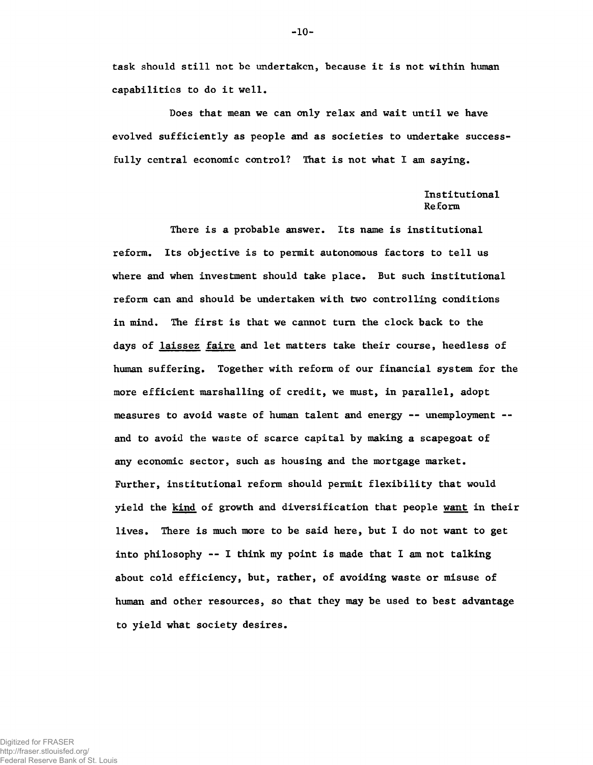task should still not be undertaken, because it is not within human capabilities to do it well.

Does that mean we can only relax and wait until we have evolved sufficiently as people and as societies to undertake successfully central economic control? That is not what I am saying.

## Institutional Reform

There is a probable answer. Its name is institutional reform. Its objective is to permit autonomous factors to tell us where and when investment should take place. But such institutional reform can and should be undertaken with two controlling conditions in mind. The first is that we cannot turn the clock back to the days of _laissez faire_ and let matters take their course, heedless of human suffering. Together with reform of our financial system for the more efficient marshalling of credit, we must, in parallel, adopt measures to avoid waste of human talent and energy -- unemployment -- and to avoid the waste of scarce capital by making a scapegoat of any economic sector, such as housing and the mortgage market. Further, institutional reform should permit flexibility that would yield the _kind_ of growth and diversification that people _want_ in their lives. There is much more to be said here, but I do not want to get into philosophy -- I think my point is made that I am not talking about cold efficiency, but, rather, of avoiding waste or misuse of human and other resources, so that they may be used to best advantage to yield what society desires.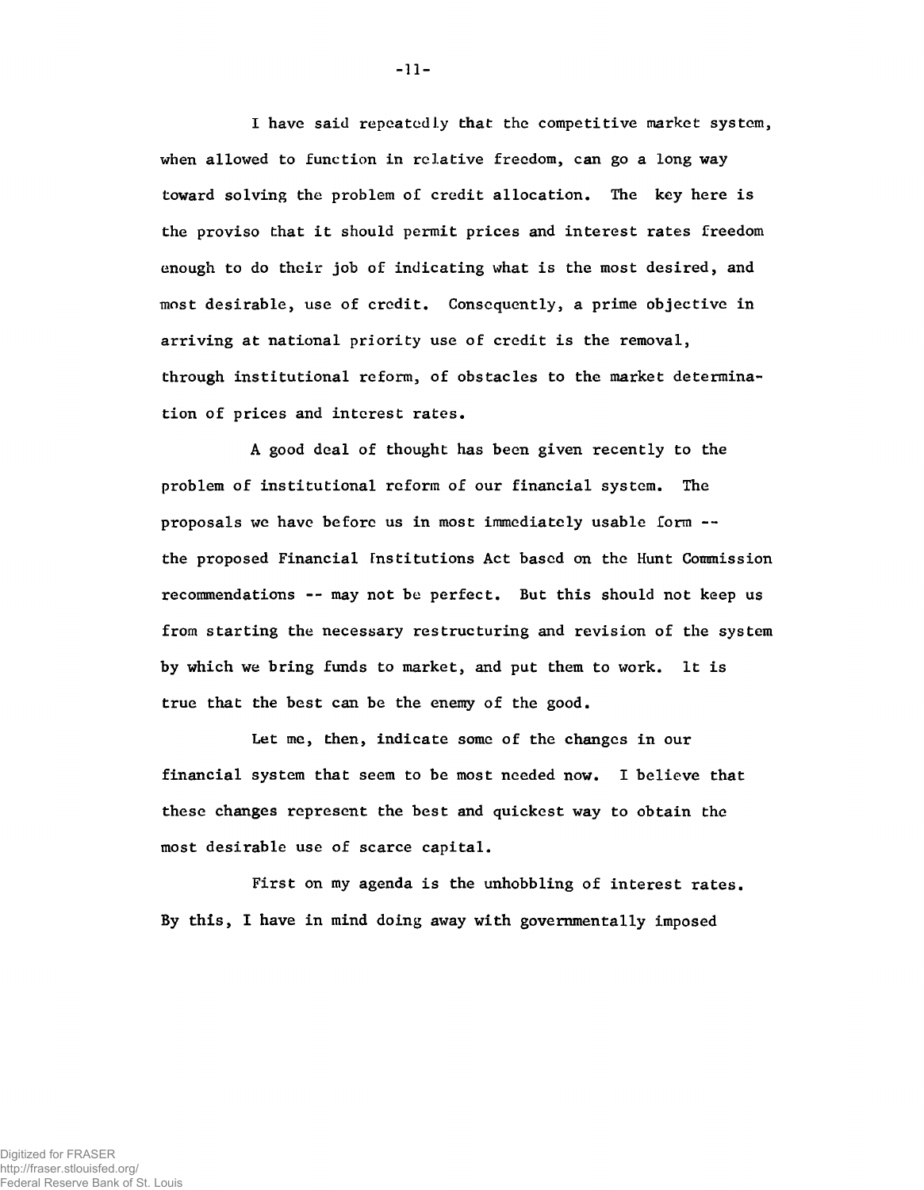I have said repeatedly that the competitive market system, when allowed to function in relative freedom, can go a long way toward solving the problem of credit allocation. The key here is the proviso that it should permit prices and interest rates freedom enough to do their job of indicating what is the most desired, and most desirable, use of credit. Consequently, a prime objective in arriving at national priority use of credit is the removal, through institutional reform, of obstacles to the market determination of prices and interest rates.

A good deal of thought has been given recently to the problem of institutional reform of our financial system. The proposals we have before us in most immediately usable form -- the proposed Financial Institutions Act based on the Hunt Commission recommendations -- may not be perfect. But this should not keep us from starting the necessary restructuring and revision of the system by which we bring funds to market, and put them to work. It is true that the best can be the enemy of the good.

Let me, then, indicate some of the changes in our financial system that seem to be most needed now. I believe that these changes represent the best and quickest way to obtain the most desirable use of scarce capital.

First on my agenda is the unhobbling of interest rates. By this, I have in mind doing away with governmentally imposed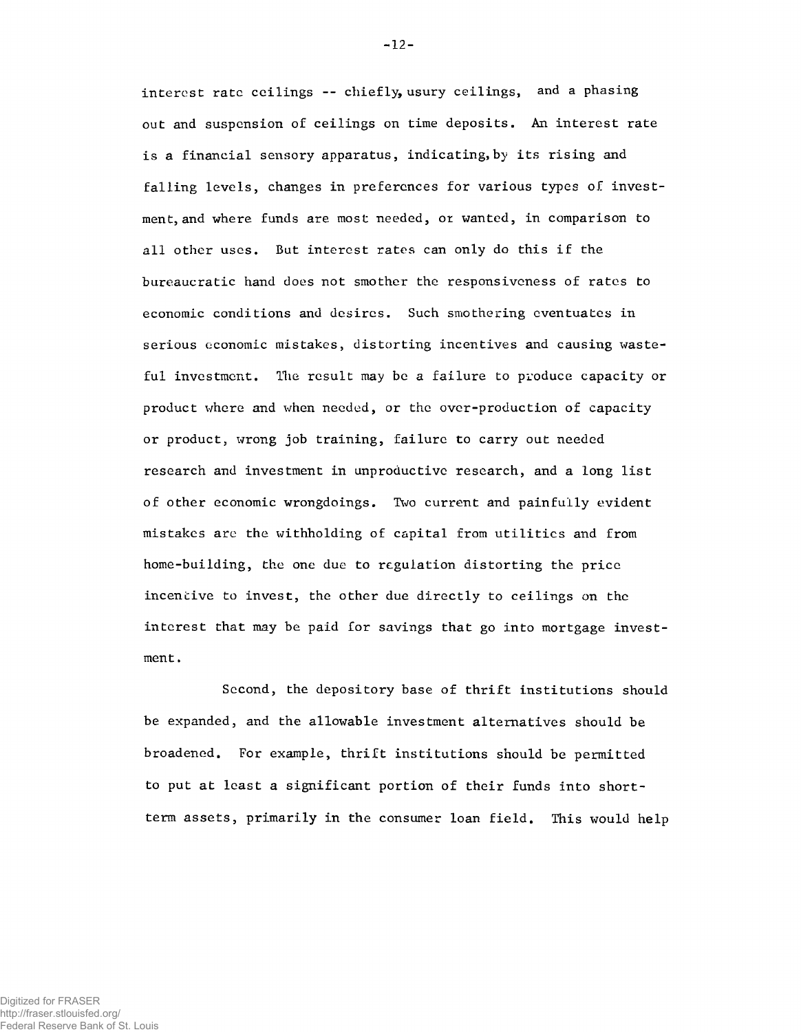interest rate ceilings -- chiefly, usury ceilings, and a phasing out and suspension of ceilings on time deposits. An interest rate is a financial sensory apparatus, indicating, by its rising and falling levels, changes in preferences for various types of investment, and where funds are most needed, or wanted, in comparison to all other uses. But interest rates can only do this if the bureaucratic hand does not smother the responsiveness of rates to economic conditions and desires. Such smothering eventuates in serious economic mistakes, distorting incentives and causing wasteful investment. The result may be a failure to produce capacity or product where and when needed, or the over-production of capacity or product, wrong job training, failure to carry out needed research and investment in unproductive research, and a long list of other economic wrongdoings. Two current and painfully evident mistakes are the withholding of capital from utilities and from home-building, the one due to regulation distorting the price incentive to invest, the other due directly to ceilings on the interest that may be paid for savings that go into mortgage investment.

Second, the depository base of thrift institutions should be expanded, and the allowable investment alternatives should be broadened. For example, thrift institutions should be permitted to put at least a significant portion of their funds into short-term assets, primarily in the consumer loan field. This would help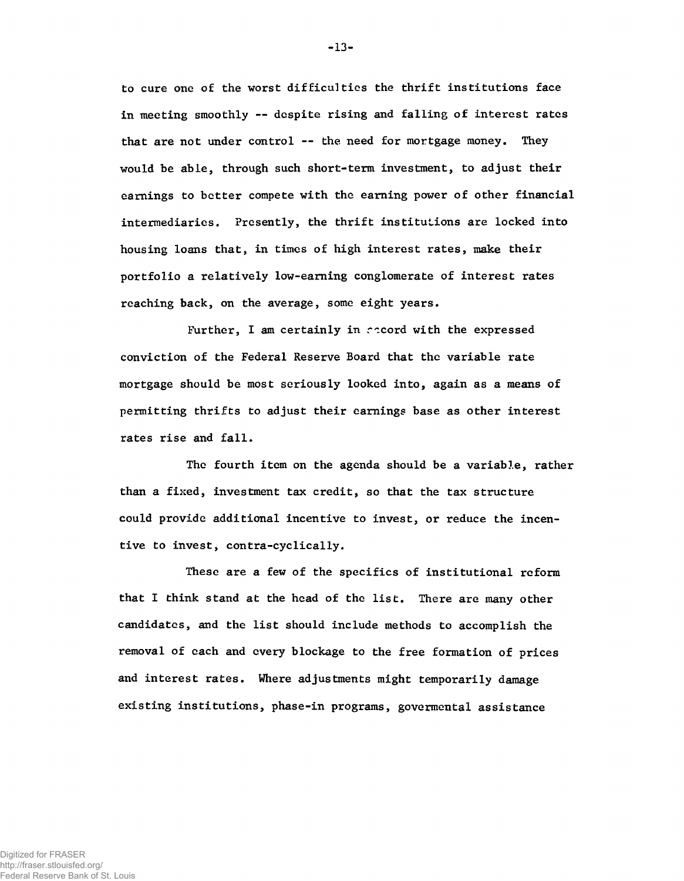to cure one of the worst difficulties the thrift institutions face in meeting smoothly -- despite rising and falling of interest rates that are not under control -- the need for mortgage money. They would be able, through such short-term investment, to adjust their earnings to better compete with the earning power of other financial intermediaries. Presently, the thrift institutions are locked into housing loans that, in times of high interest rates, make their portfolio a relatively low-earning conglomerate of interest rates reaching back, on the average, some eight years.

Further, I am certainly in accord with the expressed conviction of the Federal Reserve Board that the variable rate mortgage should be most seriously looked into, again as a means of permitting thrifts to adjust their earnings base as other interest rates rise and fall.

The fourth item on the agenda should be a variable, rather than a fixed, investment tax credit, so that the tax structure could provide additional incentive to invest, or reduce the incentive to invest, contra-cyclically.

These are a few of the specifics of institutional reform that I think stand at the head of the list. There are many other candidates, and the list should include methods to accomplish the removal of each and every blockage to the free formation of prices and interest rates. Where adjustments might temporarily damage existing institutions, phase-in programs, govermental assistance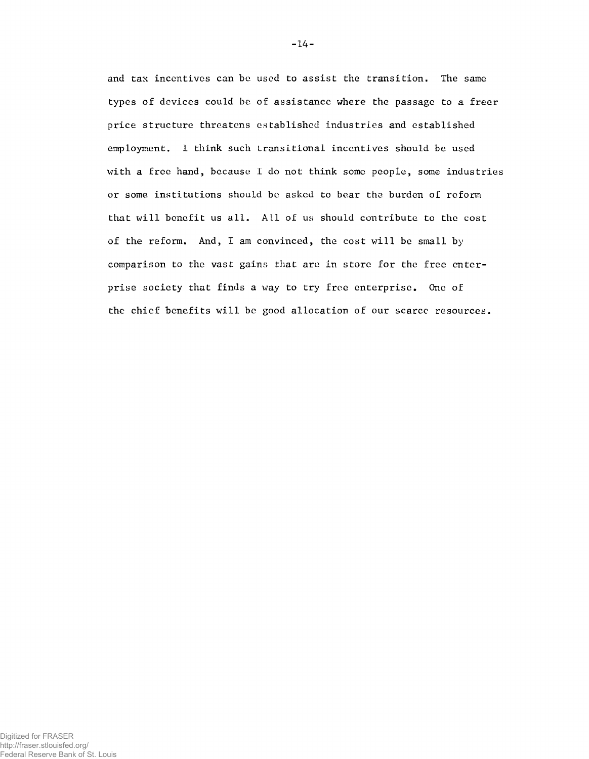and tax incentives can be used to assist the transition. The same types of devices could be of assistance where the passage to a freer price structure threatens established industries and established employment. I think such transitional incentives should be used with a free hand, because I do not think some people, some industries or some institutions should be asked to bear the burden of reform that will benefit us all. All of us should contribute to the cost of the reform. And, I am convinced, the cost will be small by comparison to the vast gains that are in store for the free enterprise society that finds a way to try free enterprise. One of the chief benefits will be good allocation of our scarce resources.